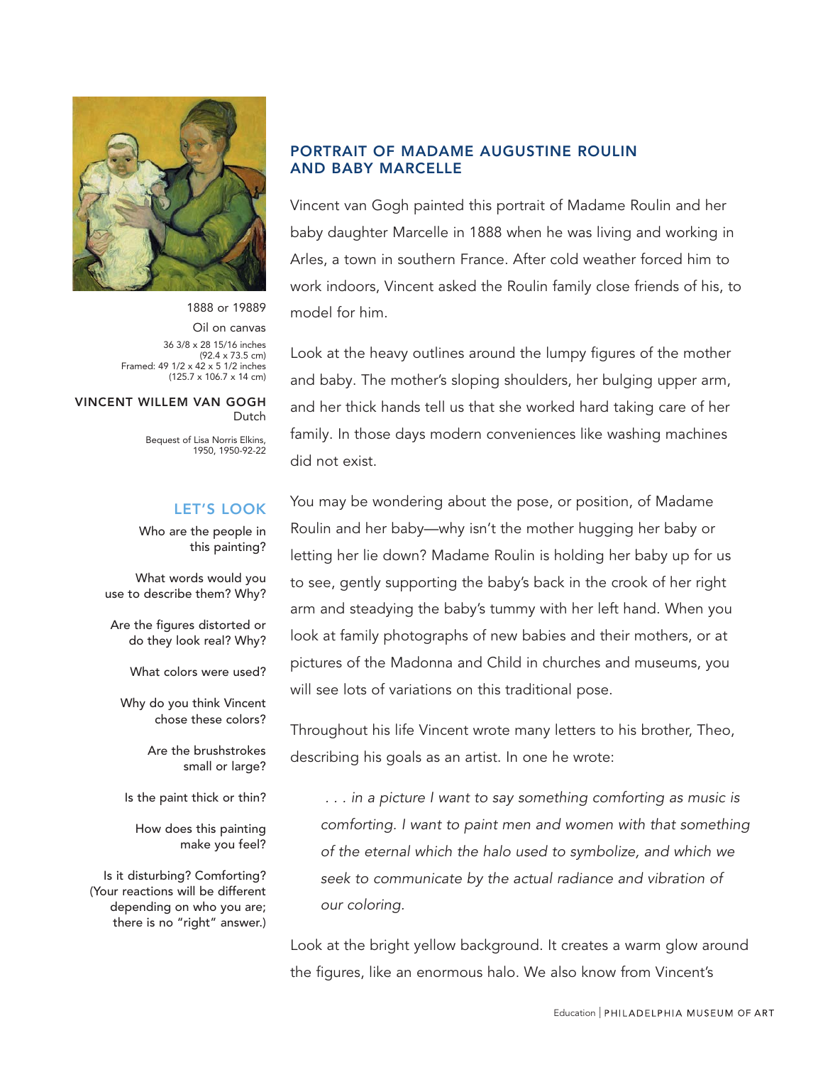## PORTRAIT OF MADAME AUGUSTINE ROULIN AND BABY MARCELLE

1888 or 19889

Oil on canvas

36 3/8 x 28 15/16 inches (92.4 x 73.5 cm)
Framed: 49 1/2 x 42 x 5 1/2 inches (125.7 x 106.7 x 14 cm)

**VINCENT WILLEM VAN GOGH**
Dutch

Bequest of Lisa Norris Elkins, 1950, 1950-92-22

### LET'S LOOK

Who are the people in this painting?

What words would you use to describe them? Why?

Are the figures distorted or do they look real? Why?

What colors were used?

Why do you think Vincent chose these colors?

Are the brushstrokes small or large?

Is the paint thick or thin?

How does this painting make you feel?

Is it disturbing? Comforting? (Your reactions will be different depending on who you are; there is no "right" answer.)

Vincent van Gogh painted this portrait of Madame Roulin and her baby daughter Marcelle in 1888 when he was living and working in Arles, a town in southern France. After cold weather forced him to work indoors, Vincent asked the Roulin family close friends of his, to model for him.

Look at the heavy outlines around the lumpy figures of the mother and baby. The mother's sloping shoulders, her bulging upper arm, and her thick hands tell us that she worked hard taking care of her family. In those days modern conveniences like washing machines did not exist.

You may be wondering about the pose, or position, of Madame Roulin and her baby—why isn't the mother hugging her baby or letting her lie down? Madame Roulin is holding her baby up for us to see, gently supporting the baby's back in the crook of her right arm and steadying the baby's tummy with her left hand. When you look at family photographs of new babies and their mothers, or at pictures of the Madonna and Child in churches and museums, you will see lots of variations on this traditional pose.

Throughout his life Vincent wrote many letters to his brother, Theo, describing his goals as an artist. In one he wrote:

> *. . . in a picture I want to say something comforting as music is comforting. I want to paint men and women with that something of the eternal which the halo used to symbolize, and which we seek to communicate by the actual radiance and vibration of our coloring.*

Look at the bright yellow background. It creates a warm glow around the figures, like an enormous halo. We also know from Vincent's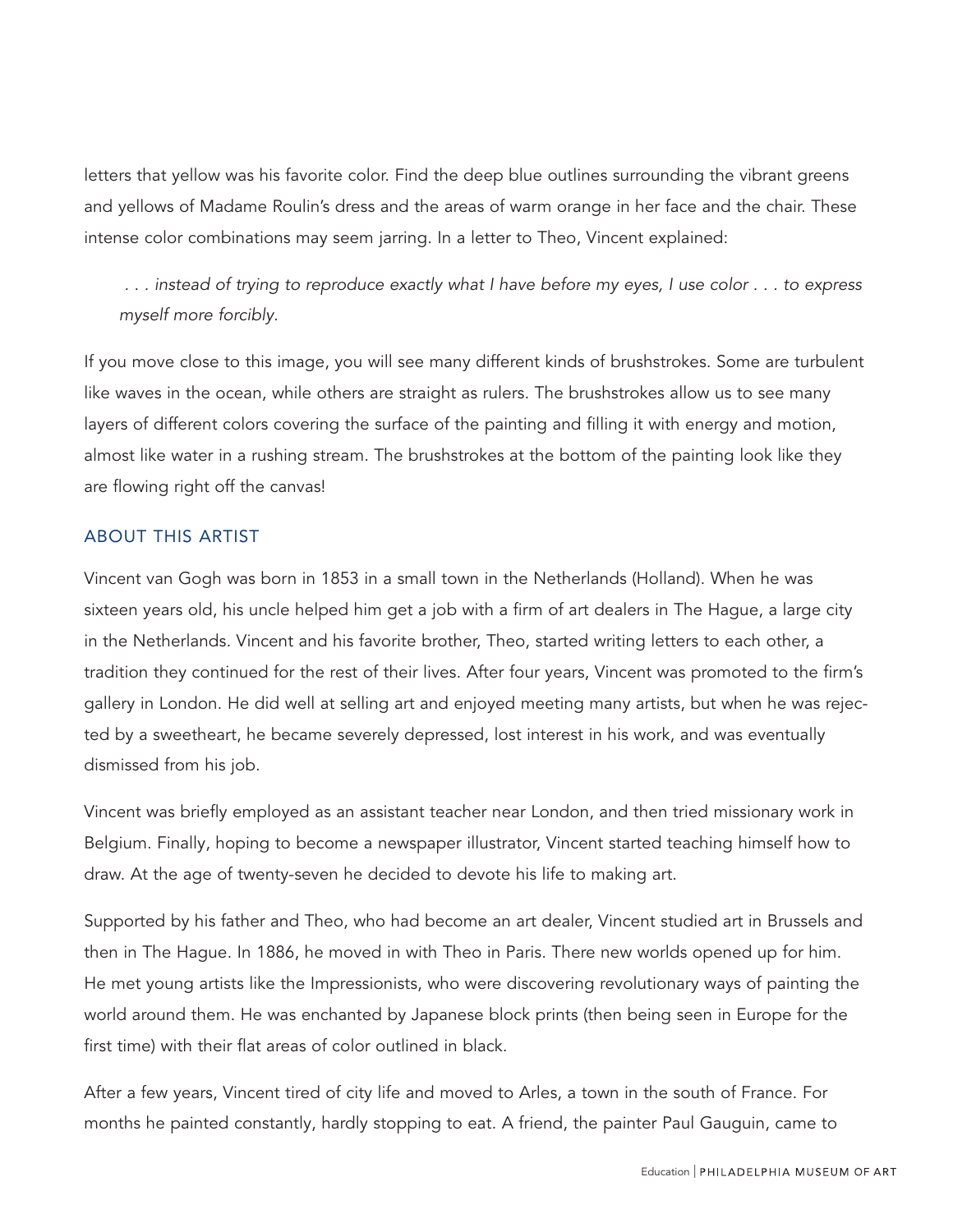letters that yellow was his favorite color. Find the deep blue outlines surrounding the vibrant greens and yellows of Madame Roulin's dress and the areas of warm orange in her face and the chair. These intense color combinations may seem jarring. In a letter to Theo, Vincent explained:

> *. . . instead of trying to reproduce exactly what I have before my eyes, I use color . . . to express myself more forcibly.*

If you move close to this image, you will see many different kinds of brushstrokes. Some are turbulent like waves in the ocean, while others are straight as rulers. The brushstrokes allow us to see many layers of different colors covering the surface of the painting and filling it with energy and motion, almost like water in a rushing stream. The brushstrokes at the bottom of the painting look like they are flowing right off the canvas!

## ABOUT THIS ARTIST

Vincent van Gogh was born in 1853 in a small town in the Netherlands (Holland). When he was sixteen years old, his uncle helped him get a job with a firm of art dealers in The Hague, a large city in the Netherlands. Vincent and his favorite brother, Theo, started writing letters to each other, a tradition they continued for the rest of their lives. After four years, Vincent was promoted to the firm's gallery in London. He did well at selling art and enjoyed meeting many artists, but when he was rejected by a sweetheart, he became severely depressed, lost interest in his work, and was eventually dismissed from his job.

Vincent was briefly employed as an assistant teacher near London, and then tried missionary work in Belgium. Finally, hoping to become a newspaper illustrator, Vincent started teaching himself how to draw. At the age of twenty-seven he decided to devote his life to making art.

Supported by his father and Theo, who had become an art dealer, Vincent studied art in Brussels and then in The Hague. In 1886, he moved in with Theo in Paris. There new worlds opened up for him. He met young artists like the Impressionists, who were discovering revolutionary ways of painting the world around them. He was enchanted by Japanese block prints (then being seen in Europe for the first time) with their flat areas of color outlined in black.

After a few years, Vincent tired of city life and moved to Arles, a town in the south of France. For months he painted constantly, hardly stopping to eat. A friend, the painter Paul Gauguin, came to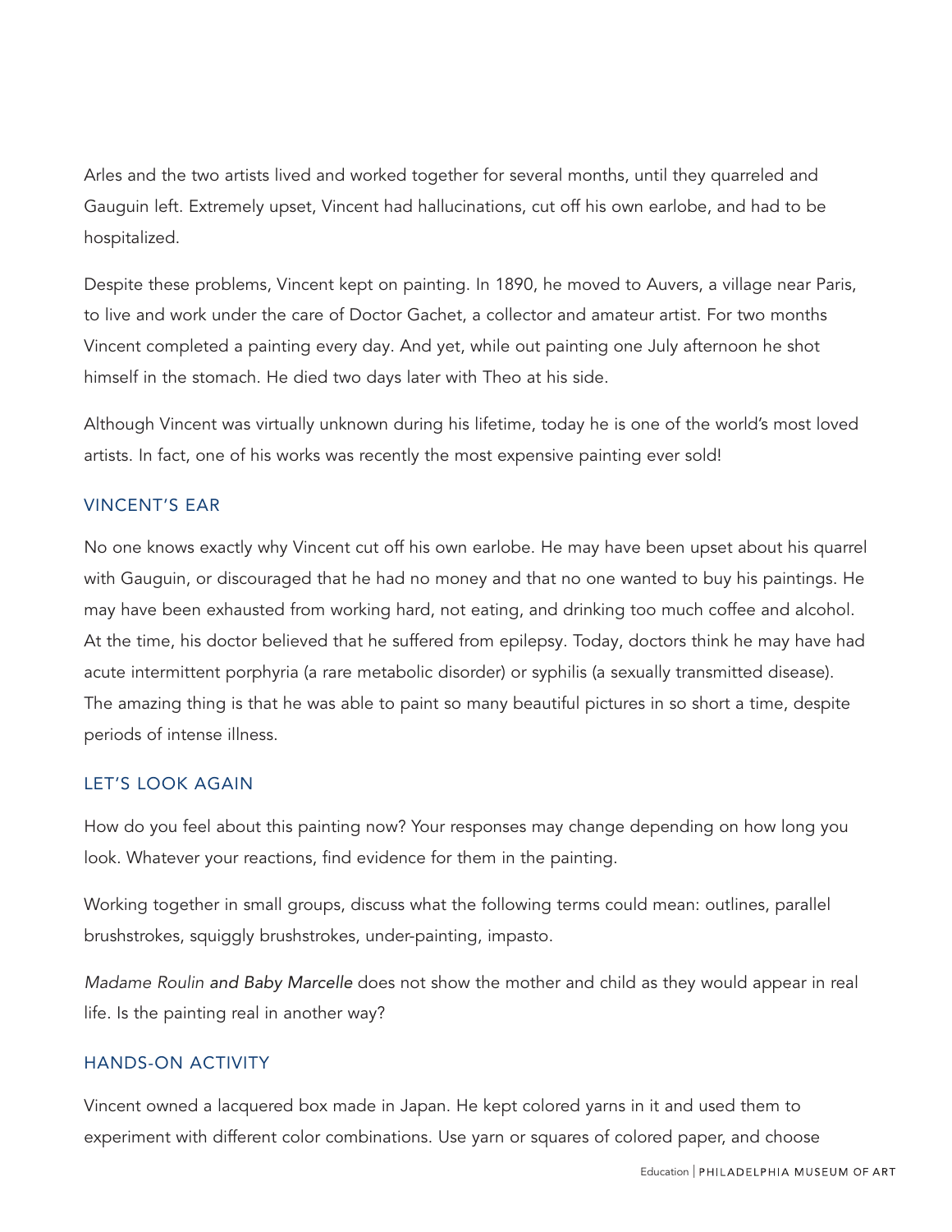Arles and the two artists lived and worked together for several months, until they quarreled and Gauguin left. Extremely upset, Vincent had hallucinations, cut off his own earlobe, and had to be hospitalized.

Despite these problems, Vincent kept on painting. In 1890, he moved to Auvers, a village near Paris, to live and work under the care of Doctor Gachet, a collector and amateur artist. For two months Vincent completed a painting every day. And yet, while out painting one July afternoon he shot himself in the stomach. He died two days later with Theo at his side.

Although Vincent was virtually unknown during his lifetime, today he is one of the world's most loved artists. In fact, one of his works was recently the most expensive painting ever sold!

## VINCENT'S EAR

No one knows exactly why Vincent cut off his own earlobe. He may have been upset about his quarrel with Gauguin, or discouraged that he had no money and that no one wanted to buy his paintings. He may have been exhausted from working hard, not eating, and drinking too much coffee and alcohol. At the time, his doctor believed that he suffered from epilepsy. Today, doctors think he may have had acute intermittent porphyria (a rare metabolic disorder) or syphilis (a sexually transmitted disease). The amazing thing is that he was able to paint so many beautiful pictures in so short a time, despite periods of intense illness.

## LET'S LOOK AGAIN

How do you feel about this painting now? Your responses may change depending on how long you look. Whatever your reactions, find evidence for them in the painting.

Working together in small groups, discuss what the following terms could mean: outlines, parallel brushstrokes, squiggly brushstrokes, under-painting, impasto.

*Madame Roulin and Baby Marcelle* does not show the mother and child as they would appear in real life. Is the painting real in another way?

## HANDS-ON ACTIVITY

Vincent owned a lacquered box made in Japan. He kept colored yarns in it and used them to experiment with different color combinations. Use yarn or squares of colored paper, and choose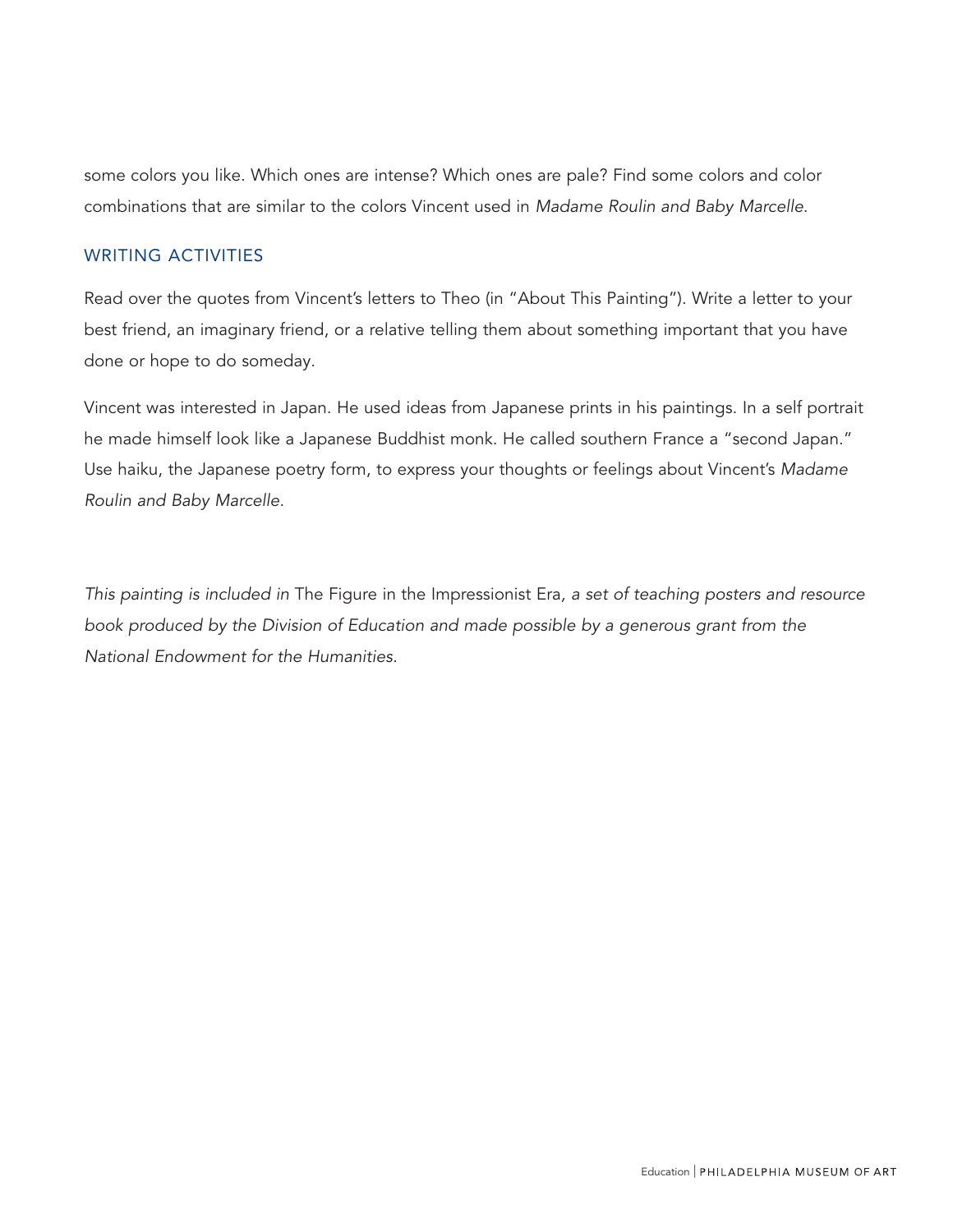some colors you like. Which ones are intense? Which ones are pale? Find some colors and color combinations that are similar to the colors Vincent used in *Madame Roulin and Baby Marcelle.*

## WRITING ACTIVITIES

Read over the quotes from Vincent's letters to Theo (in "About This Painting"). Write a letter to your best friend, an imaginary friend, or a relative telling them about something important that you have done or hope to do someday.

Vincent was interested in Japan. He used ideas from Japanese prints in his paintings. In a self portrait he made himself look like a Japanese Buddhist monk. He called southern France a "second Japan." Use haiku, the Japanese poetry form, to express your thoughts or feelings about Vincent's *Madame Roulin and Baby Marcelle.*

*This painting is included in* The Figure in the Impressionist Era*, a set of teaching posters and resource book produced by the Division of Education and made possible by a generous grant from the National Endowment for the Humanities.*